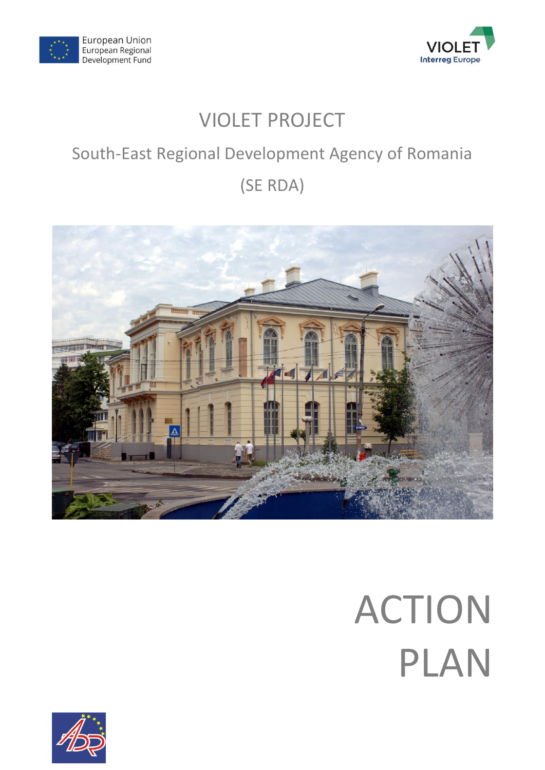European Union
European Regional
Development Fund

VIOLET
Interreg Europe

# VIOLET PROJECT

## South-East Regional Development Agency of Romania

## (SE RDA)

# ACTION PLAN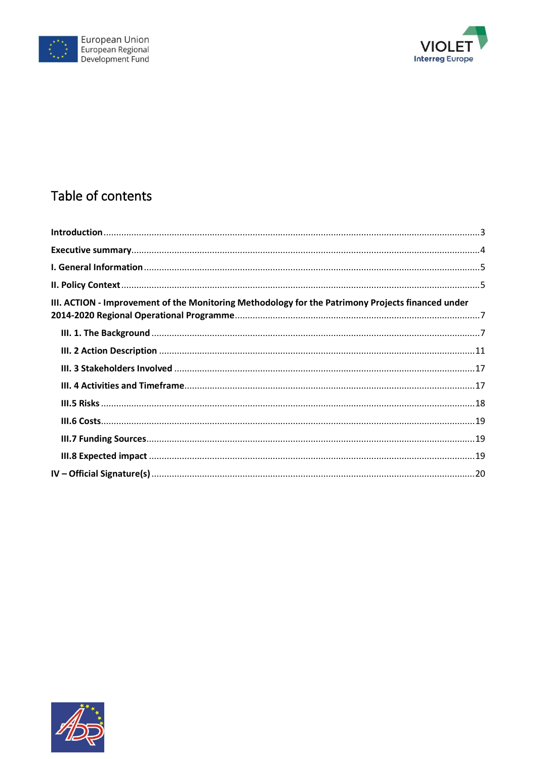# Table of contents

**Introduction** ... 3

**Executive summary** ... 4

**I. General Information** ... 5

**II. Policy Context** ... 5

**III. ACTION - Improvement of the Monitoring Methodology for the Patrimony Projects financed under 2014-2020 Regional Operational Programme** ... 7

- **III. 1. The Background** ... 7
- **III. 2 Action Description** ... 11
- **III. 3 Stakeholders Involved** ... 17
- **III. 4 Activities and Timeframe** ... 17
- **III.5 Risks** ... 18
- **III.6 Costs** ... 19
- **III.7 Funding Sources** ... 19
- **III.8 Expected impact** ... 19

**IV – Official Signature(s)** ... 20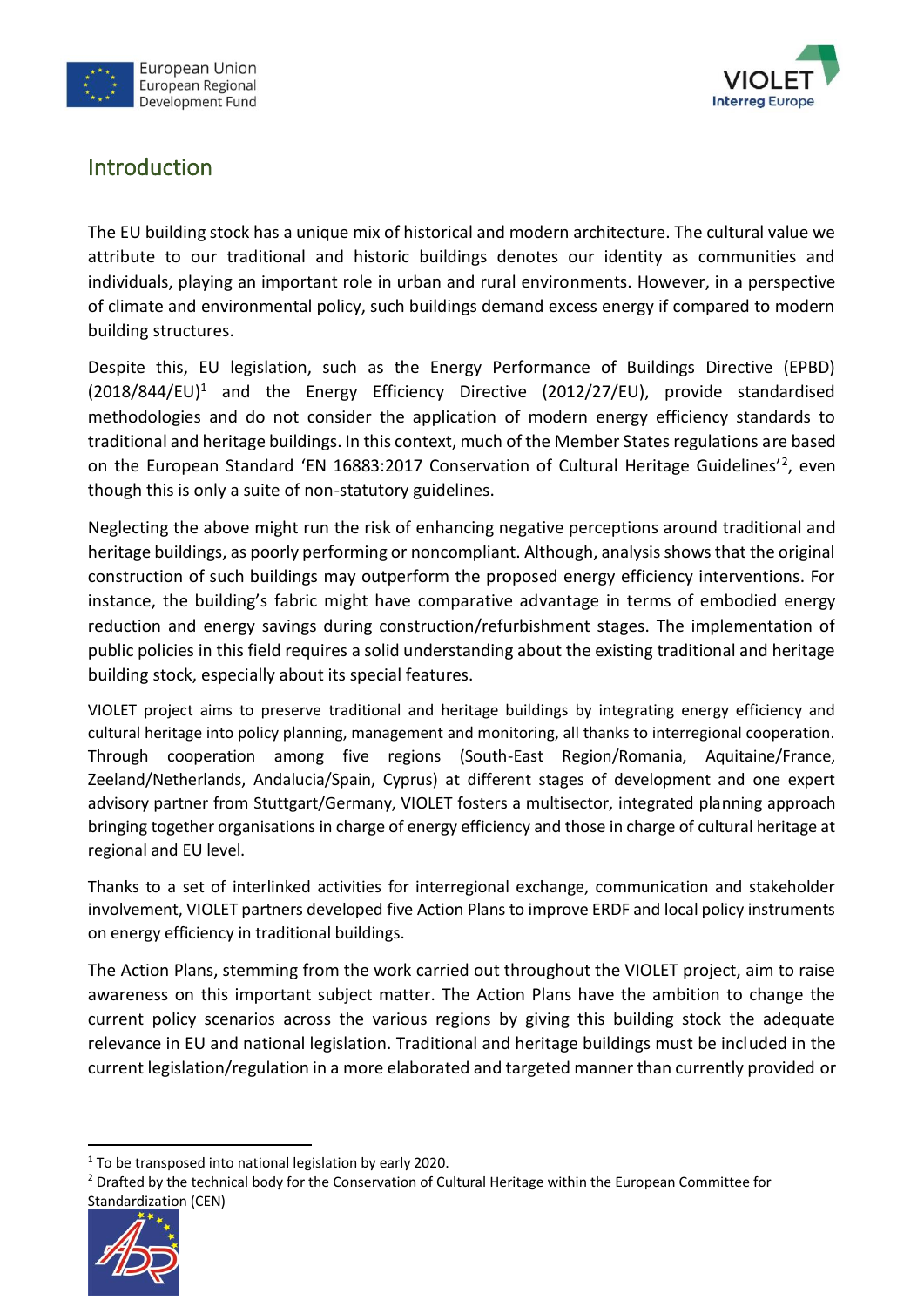## Introduction

The EU building stock has a unique mix of historical and modern architecture. The cultural value we attribute to our traditional and historic buildings denotes our identity as communities and individuals, playing an important role in urban and rural environments. However, in a perspective of climate and environmental policy, such buildings demand excess energy if compared to modern building structures.

Despite this, EU legislation, such as the Energy Performance of Buildings Directive (EPBD) (2018/844/EU)[1] and the Energy Efficiency Directive (2012/27/EU), provide standardised methodologies and do not consider the application of modern energy efficiency standards to traditional and heritage buildings. In this context, much of the Member States regulations are based on the European Standard 'EN 16883:2017 Conservation of Cultural Heritage Guidelines'[2], even though this is only a suite of non-statutory guidelines.

Neglecting the above might run the risk of enhancing negative perceptions around traditional and heritage buildings, as poorly performing or noncompliant. Although, analysis shows that the original construction of such buildings may outperform the proposed energy efficiency interventions. For instance, the building's fabric might have comparative advantage in terms of embodied energy reduction and energy savings during construction/refurbishment stages. The implementation of public policies in this field requires a solid understanding about the existing traditional and heritage building stock, especially about its special features.

VIOLET project aims to preserve traditional and heritage buildings by integrating energy efficiency and cultural heritage into policy planning, management and monitoring, all thanks to interregional cooperation. Through cooperation among five regions (South-East Region/Romania, Aquitaine/France, Zeeland/Netherlands, Andalucia/Spain, Cyprus) at different stages of development and one expert advisory partner from Stuttgart/Germany, VIOLET fosters a multisector, integrated planning approach bringing together organisations in charge of energy efficiency and those in charge of cultural heritage at regional and EU level.

Thanks to a set of interlinked activities for interregional exchange, communication and stakeholder involvement, VIOLET partners developed five Action Plans to improve ERDF and local policy instruments on energy efficiency in traditional buildings.

The Action Plans, stemming from the work carried out throughout the VIOLET project, aim to raise awareness on this important subject matter. The Action Plans have the ambition to change the current policy scenarios across the various regions by giving this building stock the adequate relevance in EU and national legislation. Traditional and heritage buildings must be included in the current legislation/regulation in a more elaborated and targeted manner than currently provided or

---

[1] To be transposed into national legislation by early 2020.

[2] Drafted by the technical body for the Conservation of Cultural Heritage within the European Committee for Standardization (CEN)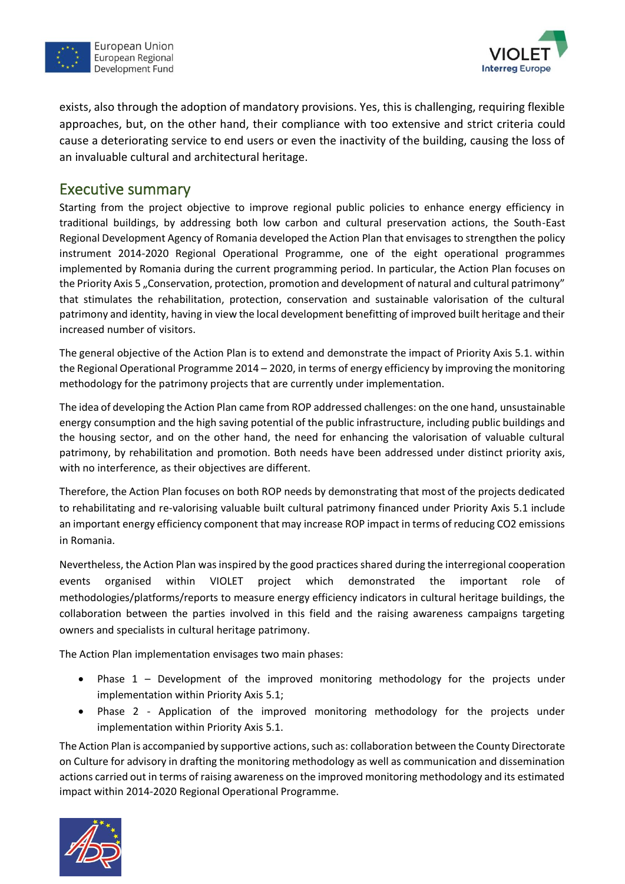exists, also through the adoption of mandatory provisions. Yes, this is challenging, requiring flexible approaches, but, on the other hand, their compliance with too extensive and strict criteria could cause a deteriorating service to end users or even the inactivity of the building, causing the loss of an invaluable cultural and architectural heritage.

## Executive summary

Starting from the project objective to improve regional public policies to enhance energy efficiency in traditional buildings, by addressing both low carbon and cultural preservation actions, the South-East Regional Development Agency of Romania developed the Action Plan that envisages to strengthen the policy instrument 2014-2020 Regional Operational Programme, one of the eight operational programmes implemented by Romania during the current programming period. In particular, the Action Plan focuses on the Priority Axis 5 „Conservation, protection, promotion and development of natural and cultural patrimony" that stimulates the rehabilitation, protection, conservation and sustainable valorisation of the cultural patrimony and identity, having in view the local development benefitting of improved built heritage and their increased number of visitors.

The general objective of the Action Plan is to extend and demonstrate the impact of Priority Axis 5.1. within the Regional Operational Programme 2014 – 2020, in terms of energy efficiency by improving the monitoring methodology for the patrimony projects that are currently under implementation.

The idea of developing the Action Plan came from ROP addressed challenges: on the one hand, unsustainable energy consumption and the high saving potential of the public infrastructure, including public buildings and the housing sector, and on the other hand, the need for enhancing the valorisation of valuable cultural patrimony, by rehabilitation and promotion. Both needs have been addressed under distinct priority axis, with no interference, as their objectives are different.

Therefore, the Action Plan focuses on both ROP needs by demonstrating that most of the projects dedicated to rehabilitating and re-valorising valuable built cultural patrimony financed under Priority Axis 5.1 include an important energy efficiency component that may increase ROP impact in terms of reducing CO2 emissions in Romania.

Nevertheless, the Action Plan was inspired by the good practices shared during the interregional cooperation events organised within VIOLET project which demonstrated the important role of methodologies/platforms/reports to measure energy efficiency indicators in cultural heritage buildings, the collaboration between the parties involved in this field and the raising awareness campaigns targeting owners and specialists in cultural heritage patrimony.

The Action Plan implementation envisages two main phases:

- Phase 1 – Development of the improved monitoring methodology for the projects under implementation within Priority Axis 5.1;
- Phase 2 - Application of the improved monitoring methodology for the projects under implementation within Priority Axis 5.1.

The Action Plan is accompanied by supportive actions, such as: collaboration between the County Directorate on Culture for advisory in drafting the monitoring methodology as well as communication and dissemination actions carried out in terms of raising awareness on the improved monitoring methodology and its estimated impact within 2014-2020 Regional Operational Programme.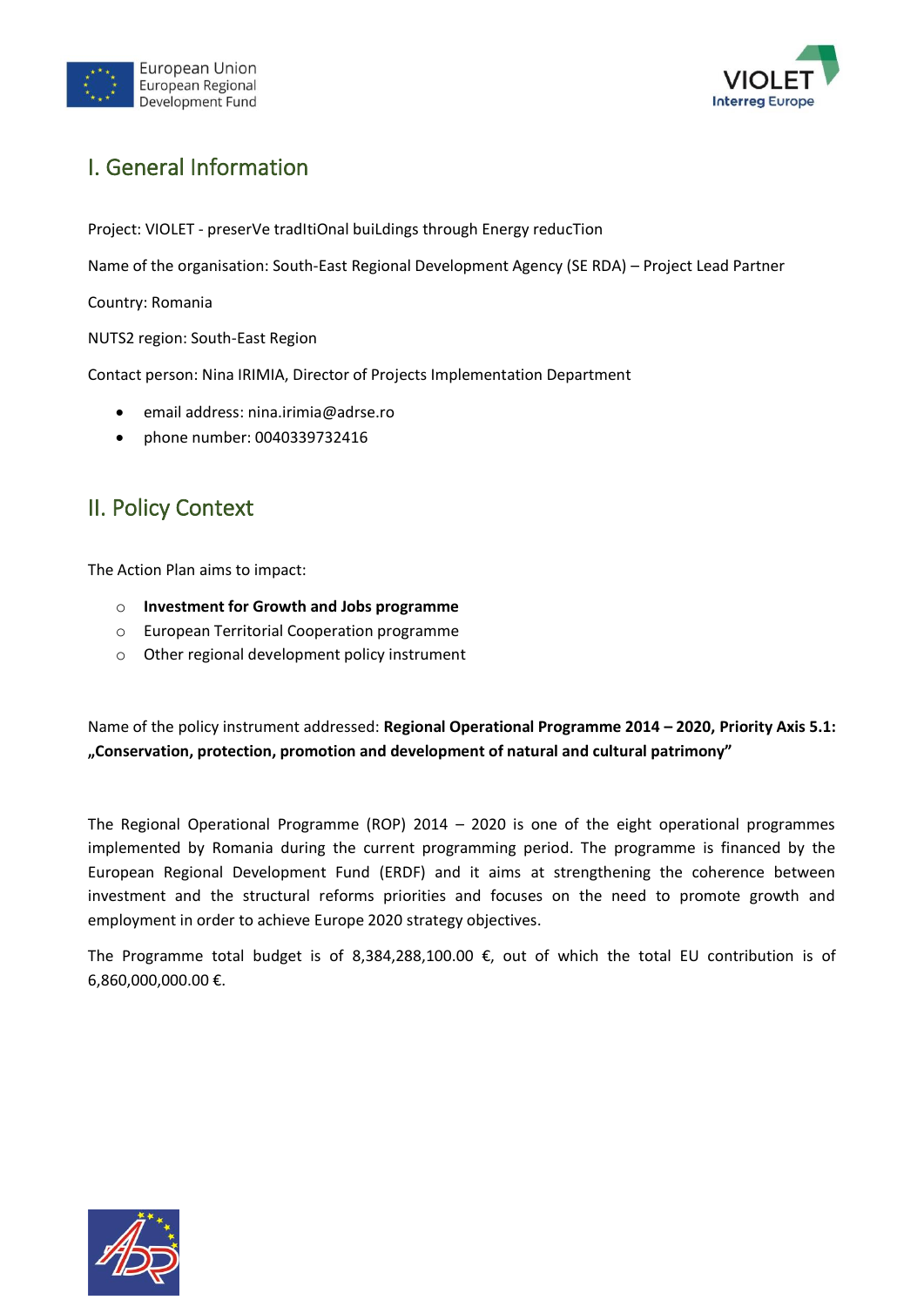## I. General Information

Project: VIOLET - preserVe tradItiOnal buiLdings through Energy reducTion

Name of the organisation: South-East Regional Development Agency (SE RDA) – Project Lead Partner

Country: Romania

NUTS2 region: South-East Region

Contact person: Nina IRIMIA, Director of Projects Implementation Department

- email address: nina.irimia@adrse.ro
- phone number: 0040339732416

## II. Policy Context

The Action Plan aims to impact:

- **Investment for Growth and Jobs programme**
- European Territorial Cooperation programme
- Other regional development policy instrument

Name of the policy instrument addressed: **Regional Operational Programme 2014 – 2020, Priority Axis 5.1: „Conservation, protection, promotion and development of natural and cultural patrimony"**

The Regional Operational Programme (ROP) 2014 – 2020 is one of the eight operational programmes implemented by Romania during the current programming period. The programme is financed by the European Regional Development Fund (ERDF) and it aims at strengthening the coherence between investment and the structural reforms priorities and focuses on the need to promote growth and employment in order to achieve Europe 2020 strategy objectives.

The Programme total budget is of 8,384,288,100.00 €, out of which the total EU contribution is of 6,860,000,000.00 €.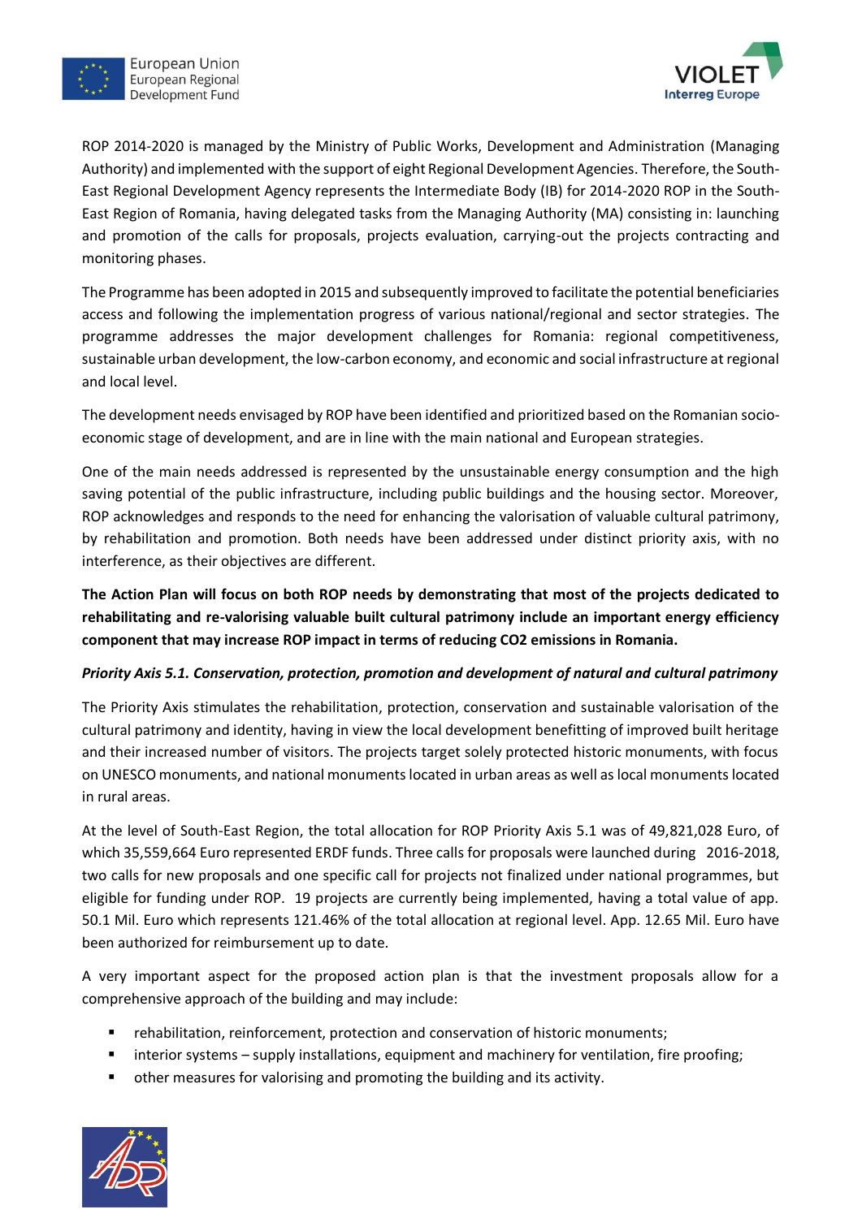ROP 2014-2020 is managed by the Ministry of Public Works, Development and Administration (Managing Authority) and implemented with the support of eight Regional Development Agencies. Therefore, the South-East Regional Development Agency represents the Intermediate Body (IB) for 2014-2020 ROP in the South-East Region of Romania, having delegated tasks from the Managing Authority (MA) consisting in: launching and promotion of the calls for proposals, projects evaluation, carrying-out the projects contracting and monitoring phases.

The Programme has been adopted in 2015 and subsequently improved to facilitate the potential beneficiaries access and following the implementation progress of various national/regional and sector strategies. The programme addresses the major development challenges for Romania: regional competitiveness, sustainable urban development, the low-carbon economy, and economic and social infrastructure at regional and local level.

The development needs envisaged by ROP have been identified and prioritized based on the Romanian socio-economic stage of development, and are in line with the main national and European strategies.

One of the main needs addressed is represented by the unsustainable energy consumption and the high saving potential of the public infrastructure, including public buildings and the housing sector. Moreover, ROP acknowledges and responds to the need for enhancing the valorisation of valuable cultural patrimony, by rehabilitation and promotion. Both needs have been addressed under distinct priority axis, with no interference, as their objectives are different.

**The Action Plan will focus on both ROP needs by demonstrating that most of the projects dedicated to rehabilitating and re-valorising valuable built cultural patrimony include an important energy efficiency component that may increase ROP impact in terms of reducing CO2 emissions in Romania.**

***Priority Axis 5.1. Conservation, protection, promotion and development of natural and cultural patrimony***

The Priority Axis stimulates the rehabilitation, protection, conservation and sustainable valorisation of the cultural patrimony and identity, having in view the local development benefitting of improved built heritage and their increased number of visitors. The projects target solely protected historic monuments, with focus on UNESCO monuments, and national monuments located in urban areas as well as local monuments located in rural areas.

At the level of South-East Region, the total allocation for ROP Priority Axis 5.1 was of 49,821,028 Euro, of which 35,559,664 Euro represented ERDF funds. Three calls for proposals were launched during 2016-2018, two calls for new proposals and one specific call for projects not finalized under national programmes, but eligible for funding under ROP. 19 projects are currently being implemented, having a total value of app. 50.1 Mil. Euro which represents 121.46% of the total allocation at regional level. App. 12.65 Mil. Euro have been authorized for reimbursement up to date.

A very important aspect for the proposed action plan is that the investment proposals allow for a comprehensive approach of the building and may include:

- rehabilitation, reinforcement, protection and conservation of historic monuments;
- interior systems – supply installations, equipment and machinery for ventilation, fire proofing;
- other measures for valorising and promoting the building and its activity.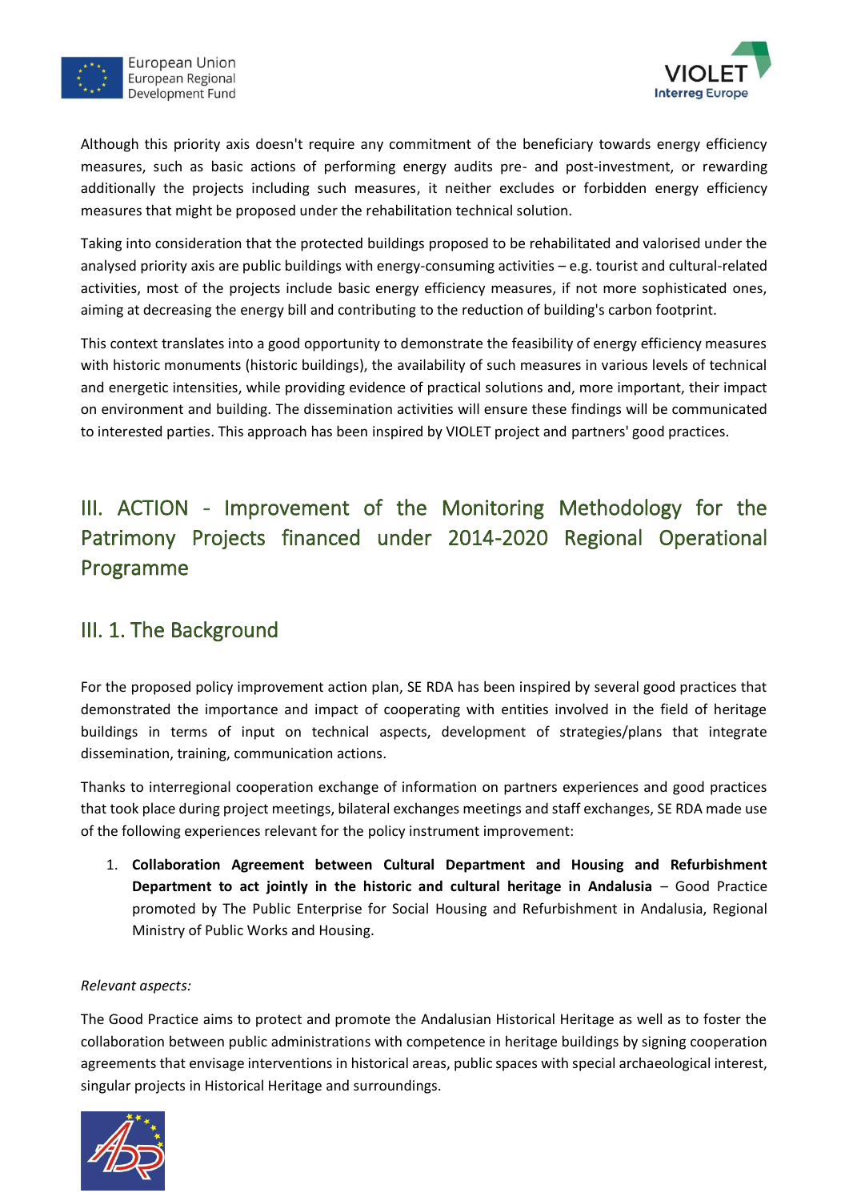Although this priority axis doesn't require any commitment of the beneficiary towards energy efficiency measures, such as basic actions of performing energy audits pre- and post-investment, or rewarding additionally the projects including such measures, it neither excludes or forbidden energy efficiency measures that might be proposed under the rehabilitation technical solution.

Taking into consideration that the protected buildings proposed to be rehabilitated and valorised under the analysed priority axis are public buildings with energy-consuming activities – e.g. tourist and cultural-related activities, most of the projects include basic energy efficiency measures, if not more sophisticated ones, aiming at decreasing the energy bill and contributing to the reduction of building's carbon footprint.

This context translates into a good opportunity to demonstrate the feasibility of energy efficiency measures with historic monuments (historic buildings), the availability of such measures in various levels of technical and energetic intensities, while providing evidence of practical solutions and, more important, their impact on environment and building. The dissemination activities will ensure these findings will be communicated to interested parties. This approach has been inspired by VIOLET project and partners' good practices.

# III. ACTION - Improvement of the Monitoring Methodology for the Patrimony Projects financed under 2014-2020 Regional Operational Programme

## III. 1. The Background

For the proposed policy improvement action plan, SE RDA has been inspired by several good practices that demonstrated the importance and impact of cooperating with entities involved in the field of heritage buildings in terms of input on technical aspects, development of strategies/plans that integrate dissemination, training, communication actions.

Thanks to interregional cooperation exchange of information on partners experiences and good practices that took place during project meetings, bilateral exchanges meetings and staff exchanges, SE RDA made use of the following experiences relevant for the policy instrument improvement:

1. **Collaboration Agreement between Cultural Department and Housing and Refurbishment Department to act jointly in the historic and cultural heritage in Andalusia** – Good Practice promoted by The Public Enterprise for Social Housing and Refurbishment in Andalusia, Regional Ministry of Public Works and Housing.

*Relevant aspects:*

The Good Practice aims to protect and promote the Andalusian Historical Heritage as well as to foster the collaboration between public administrations with competence in heritage buildings by signing cooperation agreements that envisage interventions in historical areas, public spaces with special archaeological interest, singular projects in Historical Heritage and surroundings.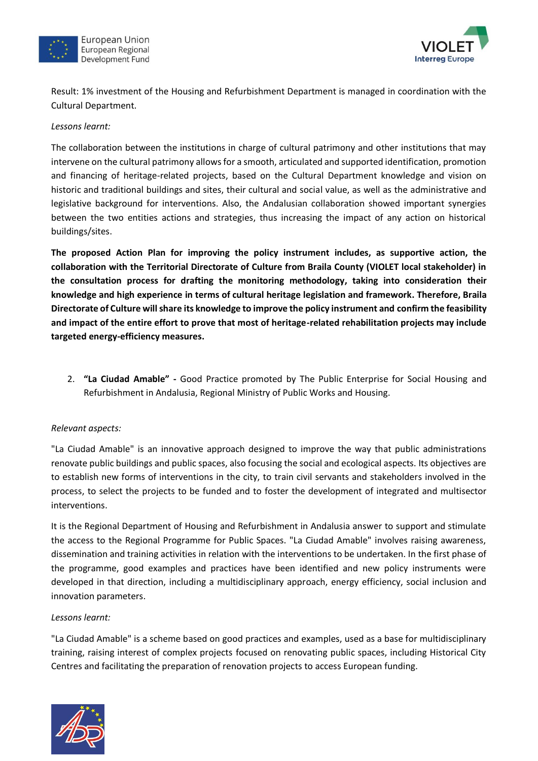Result: 1% investment of the Housing and Refurbishment Department is managed in coordination with the Cultural Department.

*Lessons learnt:*

The collaboration between the institutions in charge of cultural patrimony and other institutions that may intervene on the cultural patrimony allows for a smooth, articulated and supported identification, promotion and financing of heritage-related projects, based on the Cultural Department knowledge and vision on historic and traditional buildings and sites, their cultural and social value, as well as the administrative and legislative background for interventions. Also, the Andalusian collaboration showed important synergies between the two entities actions and strategies, thus increasing the impact of any action on historical buildings/sites.

**The proposed Action Plan for improving the policy instrument includes, as supportive action, the collaboration with the Territorial Directorate of Culture from Braila County (VIOLET local stakeholder) in the consultation process for drafting the monitoring methodology, taking into consideration their knowledge and high experience in terms of cultural heritage legislation and framework. Therefore, Braila Directorate of Culture will share its knowledge to improve the policy instrument and confirm the feasibility and impact of the entire effort to prove that most of heritage-related rehabilitation projects may include targeted energy-efficiency measures.**

2. **"La Ciudad Amable" -** Good Practice promoted by The Public Enterprise for Social Housing and Refurbishment in Andalusia, Regional Ministry of Public Works and Housing.

*Relevant aspects:*

"La Ciudad Amable" is an innovative approach designed to improve the way that public administrations renovate public buildings and public spaces, also focusing the social and ecological aspects. Its objectives are to establish new forms of interventions in the city, to train civil servants and stakeholders involved in the process, to select the projects to be funded and to foster the development of integrated and multisector interventions.

It is the Regional Department of Housing and Refurbishment in Andalusia answer to support and stimulate the access to the Regional Programme for Public Spaces. "La Ciudad Amable" involves raising awareness, dissemination and training activities in relation with the interventions to be undertaken. In the first phase of the programme, good examples and practices have been identified and new policy instruments were developed in that direction, including a multidisciplinary approach, energy efficiency, social inclusion and innovation parameters.

*Lessons learnt:*

"La Ciudad Amable" is a scheme based on good practices and examples, used as a base for multidisciplinary training, raising interest of complex projects focused on renovating public spaces, including Historical City Centres and facilitating the preparation of renovation projects to access European funding.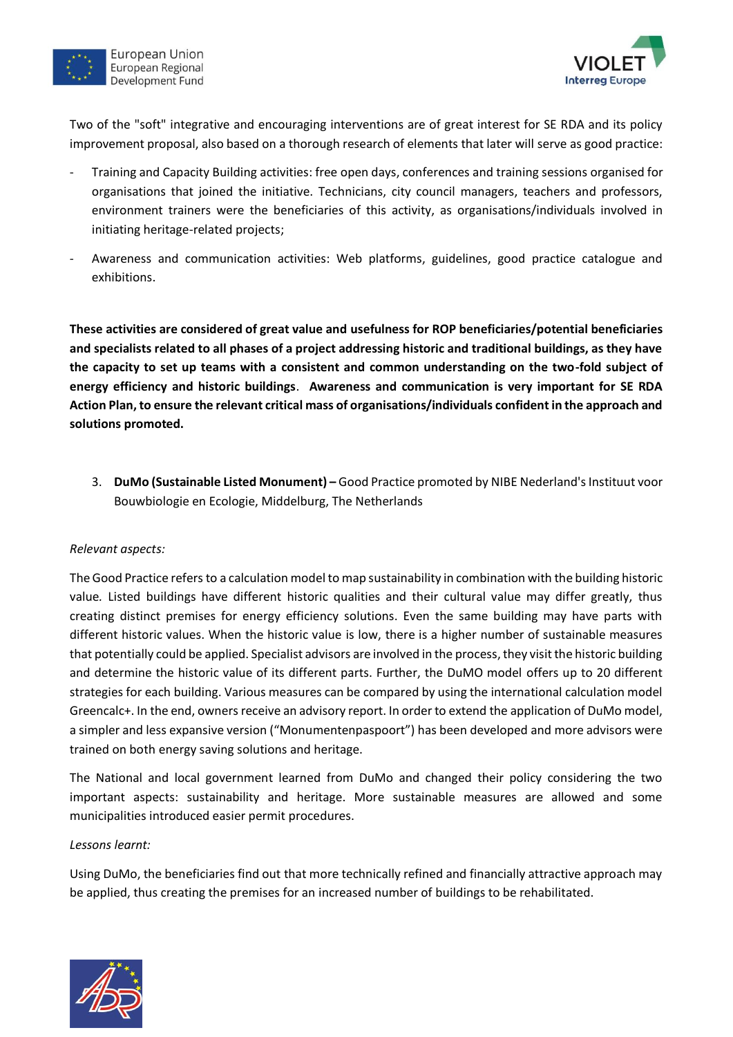Two of the "soft" integrative and encouraging interventions are of great interest for SE RDA and its policy improvement proposal, also based on a thorough research of elements that later will serve as good practice:

- Training and Capacity Building activities: free open days, conferences and training sessions organised for organisations that joined the initiative. Technicians, city council managers, teachers and professors, environment trainers were the beneficiaries of this activity, as organisations/individuals involved in initiating heritage-related projects;
- Awareness and communication activities: Web platforms, guidelines, good practice catalogue and exhibitions.

**These activities are considered of great value and usefulness for ROP beneficiaries/potential beneficiaries and specialists related to all phases of a project addressing historic and traditional buildings, as they have the capacity to set up teams with a consistent and common understanding on the two-fold subject of energy efficiency and historic buildings. Awareness and communication is very important for SE RDA Action Plan, to ensure the relevant critical mass of organisations/individuals confident in the approach and solutions promoted.**

3. **DuMo (Sustainable Listed Monument) –** Good Practice promoted by NIBE Nederland's Instituut voor Bouwbiologie en Ecologie, Middelburg, The Netherlands

*Relevant aspects:*

The Good Practice refers to a calculation model to map sustainability in combination with the building historic value. Listed buildings have different historic qualities and their cultural value may differ greatly, thus creating distinct premises for energy efficiency solutions. Even the same building may have parts with different historic values. When the historic value is low, there is a higher number of sustainable measures that potentially could be applied. Specialist advisors are involved in the process, they visit the historic building and determine the historic value of its different parts. Further, the DuMO model offers up to 20 different strategies for each building. Various measures can be compared by using the international calculation model Greencalc+. In the end, owners receive an advisory report. In order to extend the application of DuMo model, a simpler and less expansive version ("Monumentenpaspoort") has been developed and more advisors were trained on both energy saving solutions and heritage.

The National and local government learned from DuMo and changed their policy considering the two important aspects: sustainability and heritage. More sustainable measures are allowed and some municipalities introduced easier permit procedures.

*Lessons learnt:*

Using DuMo, the beneficiaries find out that more technically refined and financially attractive approach may be applied, thus creating the premises for an increased number of buildings to be rehabilitated.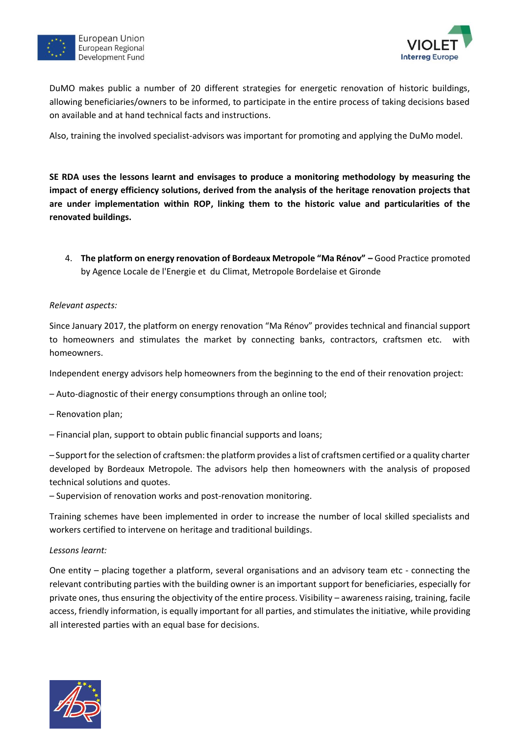DuMO makes public a number of 20 different strategies for energetic renovation of historic buildings, allowing beneficiaries/owners to be informed, to participate in the entire process of taking decisions based on available and at hand technical facts and instructions.

Also, training the involved specialist-advisors was important for promoting and applying the DuMo model.

**SE RDA uses the lessons learnt and envisages to produce a monitoring methodology by measuring the impact of energy efficiency solutions, derived from the analysis of the heritage renovation projects that are under implementation within ROP, linking them to the historic value and particularities of the renovated buildings.**

4. **The platform on energy renovation of Bordeaux Metropole "Ma Rénov" –** Good Practice promoted by Agence Locale de l'Energie et du Climat, Metropole Bordelaise et Gironde

*Relevant aspects:*

Since January 2017, the platform on energy renovation "Ma Rénov" provides technical and financial support to homeowners and stimulates the market by connecting banks, contractors, craftsmen etc. with homeowners.

Independent energy advisors help homeowners from the beginning to the end of their renovation project:

– Auto-diagnostic of their energy consumptions through an online tool;

– Renovation plan;

– Financial plan, support to obtain public financial supports and loans;

– Support for the selection of craftsmen: the platform provides a list of craftsmen certified or a quality charter developed by Bordeaux Metropole. The advisors help then homeowners with the analysis of proposed technical solutions and quotes.

– Supervision of renovation works and post-renovation monitoring.

Training schemes have been implemented in order to increase the number of local skilled specialists and workers certified to intervene on heritage and traditional buildings.

*Lessons learnt:*

One entity – placing together a platform, several organisations and an advisory team etc - connecting the relevant contributing parties with the building owner is an important support for beneficiaries, especially for private ones, thus ensuring the objectivity of the entire process. Visibility – awareness raising, training, facile access, friendly information, is equally important for all parties, and stimulates the initiative, while providing all interested parties with an equal base for decisions.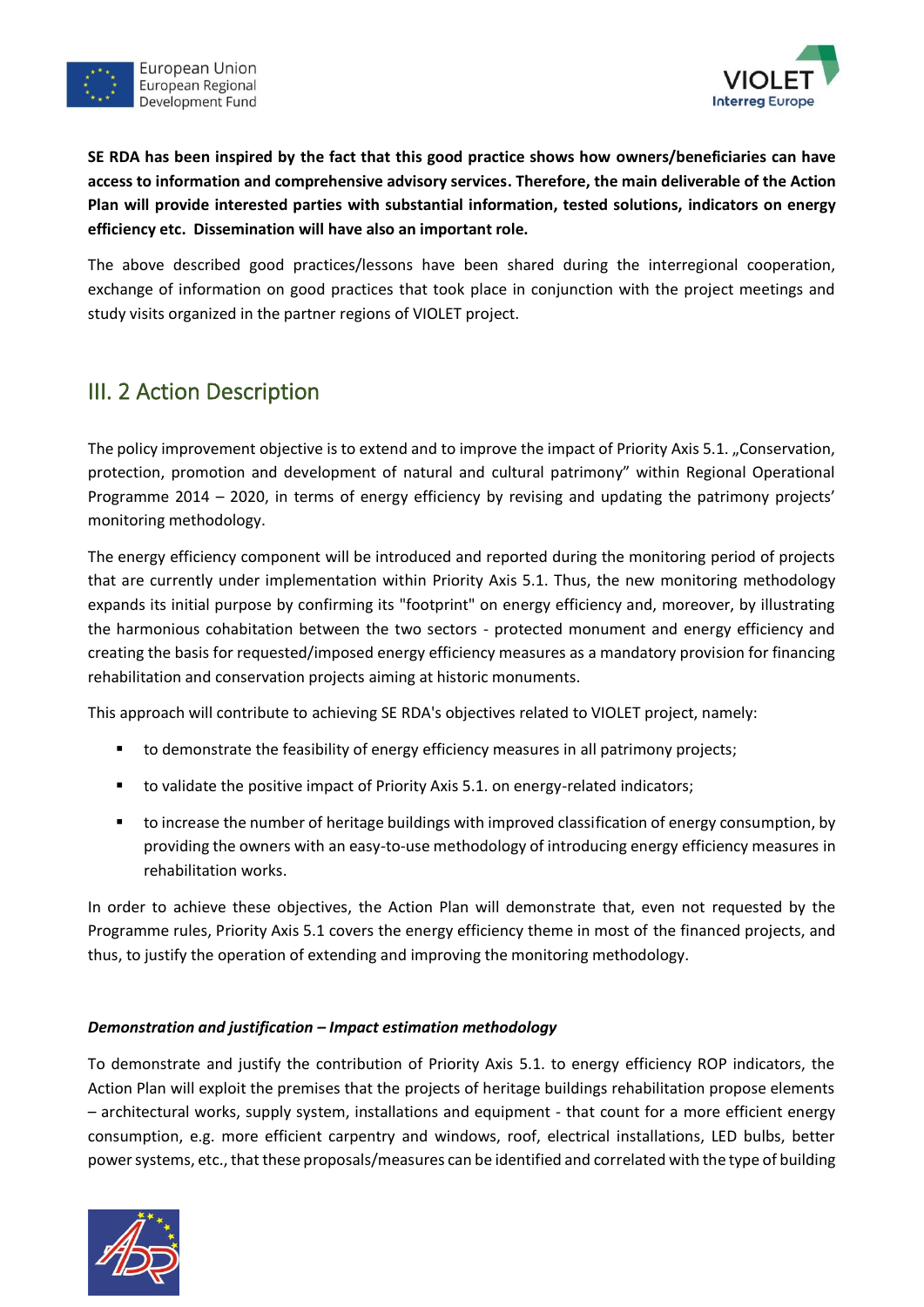**SE RDA has been inspired by the fact that this good practice shows how owners/beneficiaries can have access to information and comprehensive advisory services. Therefore, the main deliverable of the Action Plan will provide interested parties with substantial information, tested solutions, indicators on energy efficiency etc. Dissemination will have also an important role.**

The above described good practices/lessons have been shared during the interregional cooperation, exchange of information on good practices that took place in conjunction with the project meetings and study visits organized in the partner regions of VIOLET project.

## III. 2 Action Description

The policy improvement objective is to extend and to improve the impact of Priority Axis 5.1. „Conservation, protection, promotion and development of natural and cultural patrimony" within Regional Operational Programme 2014 – 2020, in terms of energy efficiency by revising and updating the patrimony projects' monitoring methodology.

The energy efficiency component will be introduced and reported during the monitoring period of projects that are currently under implementation within Priority Axis 5.1. Thus, the new monitoring methodology expands its initial purpose by confirming its "footprint" on energy efficiency and, moreover, by illustrating the harmonious cohabitation between the two sectors - protected monument and energy efficiency and creating the basis for requested/imposed energy efficiency measures as a mandatory provision for financing rehabilitation and conservation projects aiming at historic monuments.

This approach will contribute to achieving SE RDA's objectives related to VIOLET project, namely:

- to demonstrate the feasibility of energy efficiency measures in all patrimony projects;
- to validate the positive impact of Priority Axis 5.1. on energy-related indicators;
- to increase the number of heritage buildings with improved classification of energy consumption, by providing the owners with an easy-to-use methodology of introducing energy efficiency measures in rehabilitation works.

In order to achieve these objectives, the Action Plan will demonstrate that, even not requested by the Programme rules, Priority Axis 5.1 covers the energy efficiency theme in most of the financed projects, and thus, to justify the operation of extending and improving the monitoring methodology.

***Demonstration and justification – Impact estimation methodology***

To demonstrate and justify the contribution of Priority Axis 5.1. to energy efficiency ROP indicators, the Action Plan will exploit the premises that the projects of heritage buildings rehabilitation propose elements – architectural works, supply system, installations and equipment - that count for a more efficient energy consumption, e.g. more efficient carpentry and windows, roof, electrical installations, LED bulbs, better power systems, etc., that these proposals/measures can be identified and correlated with the type of building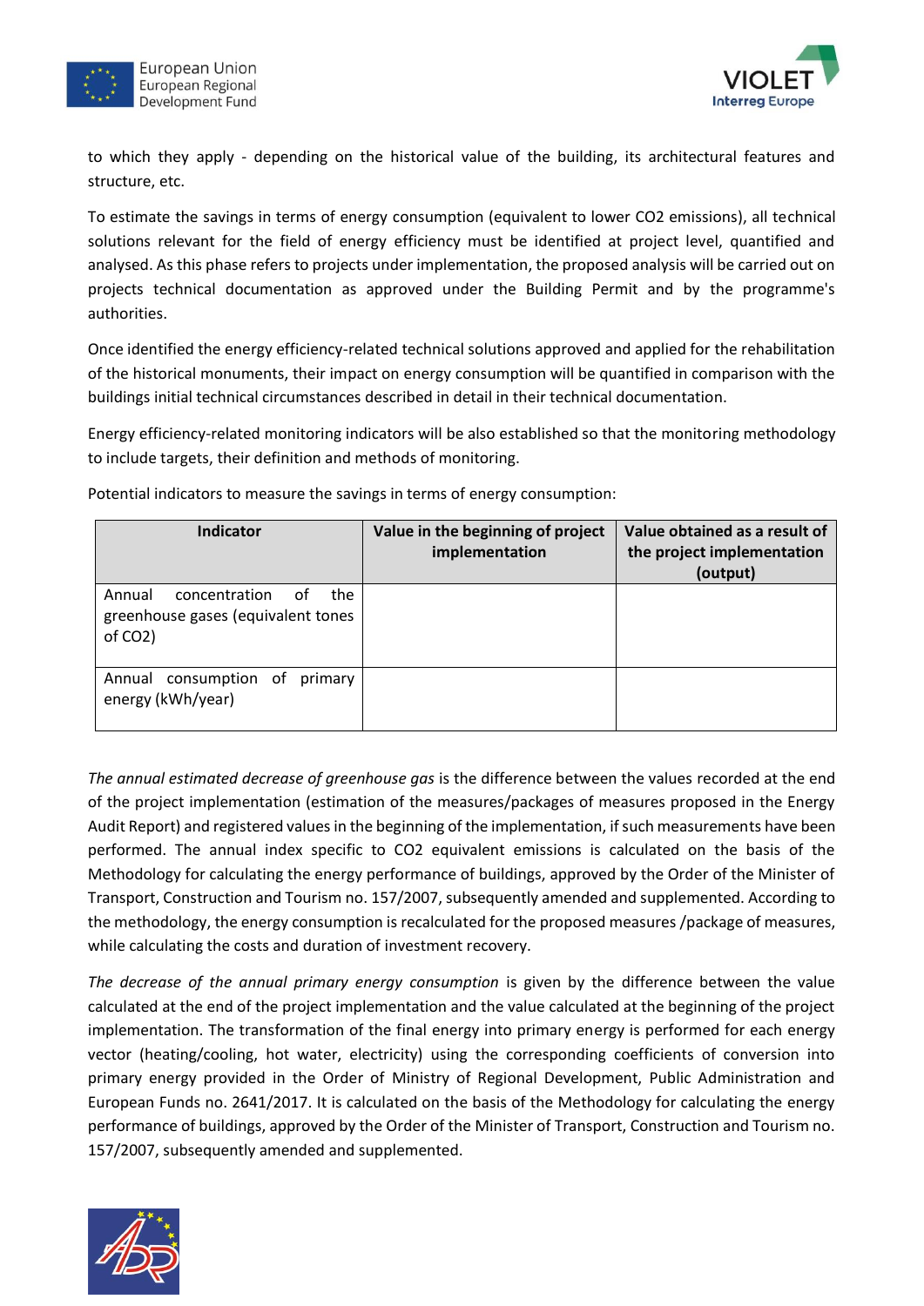to which they apply - depending on the historical value of the building, its architectural features and structure, etc.

To estimate the savings in terms of energy consumption (equivalent to lower $CO_2$ emissions), all technical solutions relevant for the field of energy efficiency must be identified at project level, quantified and analysed. As this phase refers to projects under implementation, the proposed analysis will be carried out on projects technical documentation as approved under the Building Permit and by the programme's authorities.

Once identified the energy efficiency-related technical solutions approved and applied for the rehabilitation of the historical monuments, their impact on energy consumption will be quantified in comparison with the buildings initial technical circumstances described in detail in their technical documentation.

Energy efficiency-related monitoring indicators will be also established so that the monitoring methodology to include targets, their definition and methods of monitoring.

Potential indicators to measure the savings in terms of energy consumption:

| Indicator | Value in the beginning of project implementation | Value obtained as a result of the project implementation (output) |
|---|---|---|
| Annual concentration of the greenhouse gases (equivalent tones of $CO_2$) | | |
| Annual consumption of primary energy (kWh/year) | | |

*The annual estimated decrease of greenhouse gas* is the difference between the values recorded at the end of the project implementation (estimation of the measures/packages of measures proposed in the Energy Audit Report) and registered values in the beginning of the implementation, if such measurements have been performed. The annual index specific to $CO_2$ equivalent emissions is calculated on the basis of the Methodology for calculating the energy performance of buildings, approved by the Order of the Minister of Transport, Construction and Tourism no. 157/2007, subsequently amended and supplemented. According to the methodology, the energy consumption is recalculated for the proposed measures /package of measures, while calculating the costs and duration of investment recovery.

*The decrease of the annual primary energy consumption* is given by the difference between the value calculated at the end of the project implementation and the value calculated at the beginning of the project implementation. The transformation of the final energy into primary energy is performed for each energy vector (heating/cooling, hot water, electricity) using the corresponding coefficients of conversion into primary energy provided in the Order of Ministry of Regional Development, Public Administration and European Funds no. 2641/2017. It is calculated on the basis of the Methodology for calculating the energy performance of buildings, approved by the Order of the Minister of Transport, Construction and Tourism no. 157/2007, subsequently amended and supplemented.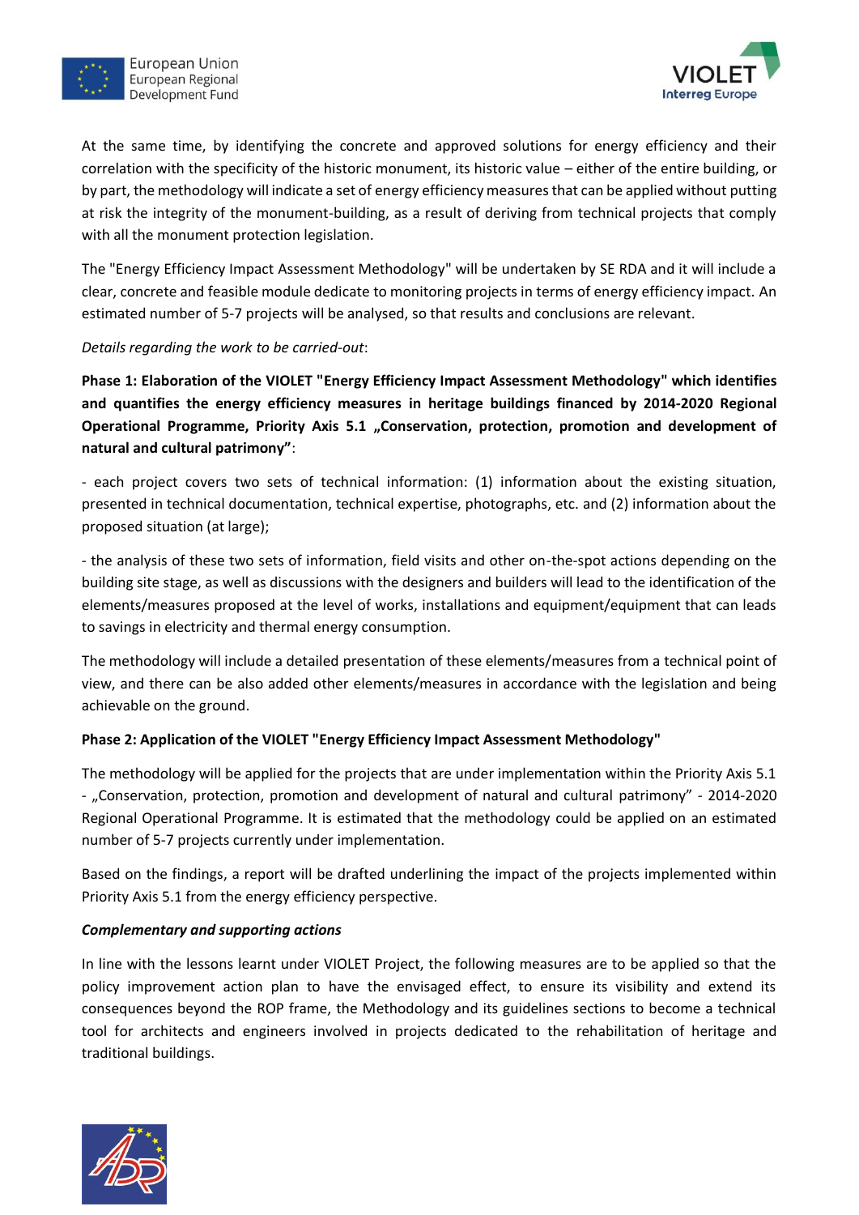At the same time, by identifying the concrete and approved solutions for energy efficiency and their correlation with the specificity of the historic monument, its historic value – either of the entire building, or by part, the methodology will indicate a set of energy efficiency measures that can be applied without putting at risk the integrity of the monument-building, as a result of deriving from technical projects that comply with all the monument protection legislation.

The "Energy Efficiency Impact Assessment Methodology" will be undertaken by SE RDA and it will include a clear, concrete and feasible module dedicate to monitoring projects in terms of energy efficiency impact. An estimated number of 5-7 projects will be analysed, so that results and conclusions are relevant.

*Details regarding the work to be carried-out*:

**Phase 1: Elaboration of the VIOLET "Energy Efficiency Impact Assessment Methodology" which identifies and quantifies the energy efficiency measures in heritage buildings financed by 2014-2020 Regional Operational Programme, Priority Axis 5.1 „Conservation, protection, promotion and development of natural and cultural patrimony"**:

- each project covers two sets of technical information: (1) information about the existing situation, presented in technical documentation, technical expertise, photographs, etc. and (2) information about the proposed situation (at large);

- the analysis of these two sets of information, field visits and other on-the-spot actions depending on the building site stage, as well as discussions with the designers and builders will lead to the identification of the elements/measures proposed at the level of works, installations and equipment/equipment that can leads to savings in electricity and thermal energy consumption.

The methodology will include a detailed presentation of these elements/measures from a technical point of view, and there can be also added other elements/measures in accordance with the legislation and being achievable on the ground.

**Phase 2: Application of the VIOLET "Energy Efficiency Impact Assessment Methodology"**

The methodology will be applied for the projects that are under implementation within the Priority Axis 5.1 - „Conservation, protection, promotion and development of natural and cultural patrimony" - 2014-2020 Regional Operational Programme. It is estimated that the methodology could be applied on an estimated number of 5-7 projects currently under implementation.

Based on the findings, a report will be drafted underlining the impact of the projects implemented within Priority Axis 5.1 from the energy efficiency perspective.

***Complementary and supporting actions***

In line with the lessons learnt under VIOLET Project, the following measures are to be applied so that the policy improvement action plan to have the envisaged effect, to ensure its visibility and extend its consequences beyond the ROP frame, the Methodology and its guidelines sections to become a technical tool for architects and engineers involved in projects dedicated to the rehabilitation of heritage and traditional buildings.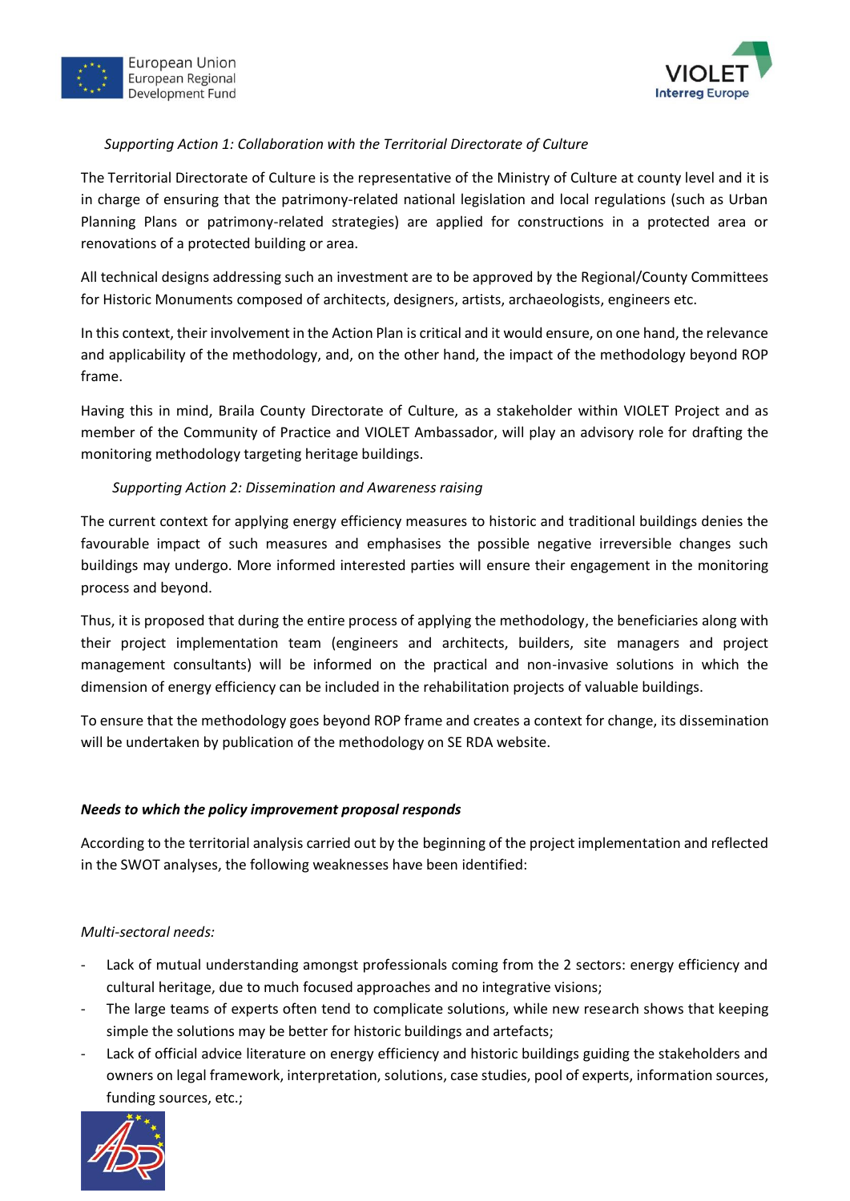*Supporting Action 1: Collaboration with the Territorial Directorate of Culture*

The Territorial Directorate of Culture is the representative of the Ministry of Culture at county level and it is in charge of ensuring that the patrimony-related national legislation and local regulations (such as Urban Planning Plans or patrimony-related strategies) are applied for constructions in a protected area or renovations of a protected building or area.

All technical designs addressing such an investment are to be approved by the Regional/County Committees for Historic Monuments composed of architects, designers, artists, archaeologists, engineers etc.

In this context, their involvement in the Action Plan is critical and it would ensure, on one hand, the relevance and applicability of the methodology, and, on the other hand, the impact of the methodology beyond ROP frame.

Having this in mind, Braila County Directorate of Culture, as a stakeholder within VIOLET Project and as member of the Community of Practice and VIOLET Ambassador, will play an advisory role for drafting the monitoring methodology targeting heritage buildings.

*Supporting Action 2: Dissemination and Awareness raising*

The current context for applying energy efficiency measures to historic and traditional buildings denies the favourable impact of such measures and emphasises the possible negative irreversible changes such buildings may undergo. More informed interested parties will ensure their engagement in the monitoring process and beyond.

Thus, it is proposed that during the entire process of applying the methodology, the beneficiaries along with their project implementation team (engineers and architects, builders, site managers and project management consultants) will be informed on the practical and non-invasive solutions in which the dimension of energy efficiency can be included in the rehabilitation projects of valuable buildings.

To ensure that the methodology goes beyond ROP frame and creates a context for change, its dissemination will be undertaken by publication of the methodology on SE RDA website.

***Needs to which the policy improvement proposal responds***

According to the territorial analysis carried out by the beginning of the project implementation and reflected in the SWOT analyses, the following weaknesses have been identified:

*Multi-sectoral needs:*

- Lack of mutual understanding amongst professionals coming from the 2 sectors: energy efficiency and cultural heritage, due to much focused approaches and no integrative visions;
- The large teams of experts often tend to complicate solutions, while new research shows that keeping simple the solutions may be better for historic buildings and artefacts;
- Lack of official advice literature on energy efficiency and historic buildings guiding the stakeholders and owners on legal framework, interpretation, solutions, case studies, pool of experts, information sources, funding sources, etc.;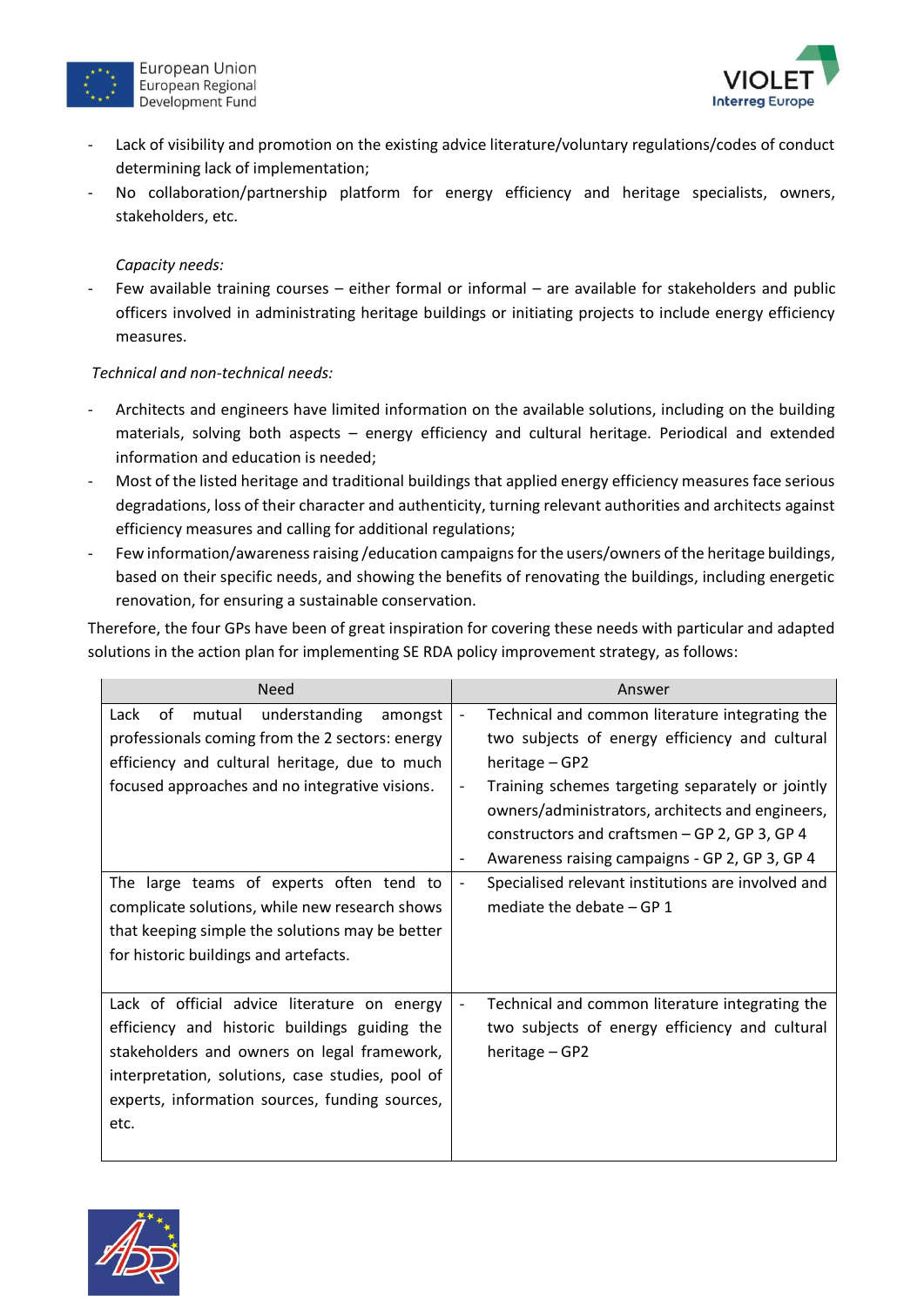- Lack of visibility and promotion on the existing advice literature/voluntary regulations/codes of conduct determining lack of implementation;
- No collaboration/partnership platform for energy efficiency and heritage specialists, owners, stakeholders, etc.

*Capacity needs:*

- Few available training courses – either formal or informal – are available for stakeholders and public officers involved in administrating heritage buildings or initiating projects to include energy efficiency measures.

*Technical and non-technical needs:*

- Architects and engineers have limited information on the available solutions, including on the building materials, solving both aspects – energy efficiency and cultural heritage. Periodical and extended information and education is needed;
- Most of the listed heritage and traditional buildings that applied energy efficiency measures face serious degradations, loss of their character and authenticity, turning relevant authorities and architects against efficiency measures and calling for additional regulations;
- Few information/awareness raising /education campaigns for the users/owners of the heritage buildings, based on their specific needs, and showing the benefits of renovating the buildings, including energetic renovation, for ensuring a sustainable conservation.

Therefore, the four GPs have been of great inspiration for covering these needs with particular and adapted solutions in the action plan for implementing SE RDA policy improvement strategy, as follows:

| Need | Answer |
|---|---|
| Lack of mutual understanding amongst professionals coming from the 2 sectors: energy efficiency and cultural heritage, due to much focused approaches and no integrative visions. | - Technical and common literature integrating the two subjects of energy efficiency and cultural heritage – GP2<br>- Training schemes targeting separately or jointly owners/administrators, architects and engineers, constructors and craftsmen – GP 2, GP 3, GP 4<br>- Awareness raising campaigns - GP 2, GP 3, GP 4 |
| The large teams of experts often tend to complicate solutions, while new research shows that keeping simple the solutions may be better for historic buildings and artefacts. | - Specialised relevant institutions are involved and mediate the debate – GP 1 |
| Lack of official advice literature on energy efficiency and historic buildings guiding the stakeholders and owners on legal framework, interpretation, solutions, case studies, pool of experts, information sources, funding sources, etc. | - Technical and common literature integrating the two subjects of energy efficiency and cultural heritage – GP2 |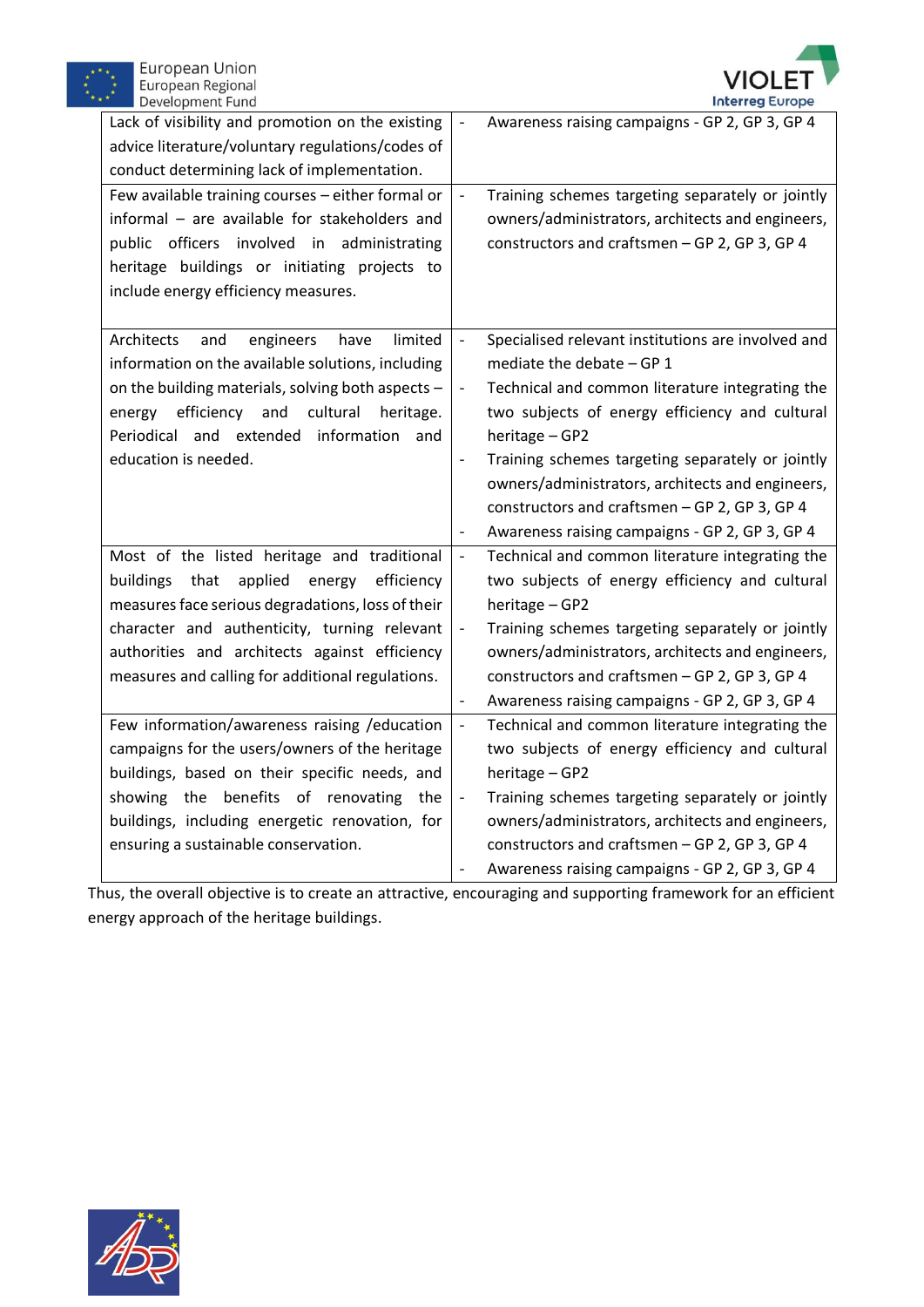| | |
|---|---|
| Lack of visibility and promotion on the existing advice literature/voluntary regulations/codes of conduct determining lack of implementation. | - Awareness raising campaigns - GP 2, GP 3, GP 4 |
| Few available training courses – either formal or informal – are available for stakeholders and public officers involved in administrating heritage buildings or initiating projects to include energy efficiency measures. | - Training schemes targeting separately or jointly owners/administrators, architects and engineers, constructors and craftsmen – GP 2, GP 3, GP 4 |
| Architects and engineers have limited information on the available solutions, including on the building materials, solving both aspects – energy efficiency and cultural heritage. Periodical and extended information and education is needed. | - Specialised relevant institutions are involved and mediate the debate – GP 1<br>- Technical and common literature integrating the two subjects of energy efficiency and cultural heritage – GP2<br>- Training schemes targeting separately or jointly owners/administrators, architects and engineers, constructors and craftsmen – GP 2, GP 3, GP 4<br>- Awareness raising campaigns - GP 2, GP 3, GP 4 |
| Most of the listed heritage and traditional buildings that applied energy efficiency measures face serious degradations, loss of their character and authenticity, turning relevant authorities and architects against efficiency measures and calling for additional regulations. | - Technical and common literature integrating the two subjects of energy efficiency and cultural heritage – GP2<br>- Training schemes targeting separately or jointly owners/administrators, architects and engineers, constructors and craftsmen – GP 2, GP 3, GP 4<br>- Awareness raising campaigns - GP 2, GP 3, GP 4 |
| Few information/awareness raising /education campaigns for the users/owners of the heritage buildings, based on their specific needs, and showing the benefits of renovating the buildings, including energetic renovation, for ensuring a sustainable conservation. | - Technical and common literature integrating the two subjects of energy efficiency and cultural heritage – GP2<br>- Training schemes targeting separately or jointly owners/administrators, architects and engineers, constructors and craftsmen – GP 2, GP 3, GP 4<br>- Awareness raising campaigns - GP 2, GP 3, GP 4 |

Thus, the overall objective is to create an attractive, encouraging and supporting framework for an efficient energy approach of the heritage buildings.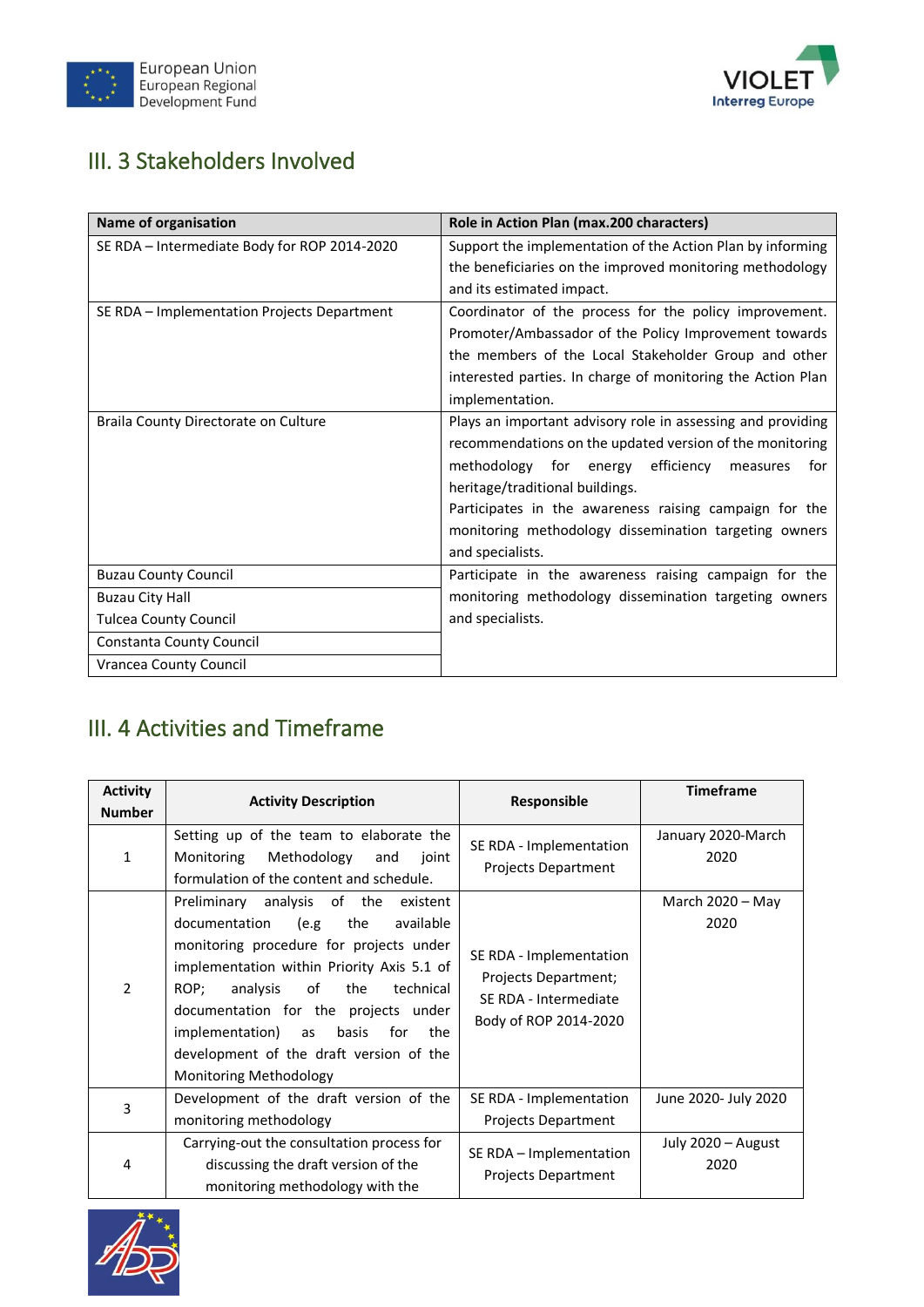## III. 3 Stakeholders Involved

| Name of organisation | Role in Action Plan (max.200 characters) |
|---|---|
| SE RDA – Intermediate Body for ROP 2014-2020 | Support the implementation of the Action Plan by informing the beneficiaries on the improved monitoring methodology and its estimated impact. |
| SE RDA – Implementation Projects Department | Coordinator of the process for the policy improvement. Promoter/Ambassador of the Policy Improvement towards the members of the Local Stakeholder Group and other interested parties. In charge of monitoring the Action Plan implementation. |
| Braila County Directorate on Culture | Plays an important advisory role in assessing and providing recommendations on the updated version of the monitoring methodology for energy efficiency measures for heritage/traditional buildings.<br>Participates in the awareness raising campaign for the monitoring methodology dissemination targeting owners and specialists. |
| Buzau County Council | Participate in the awareness raising campaign for the monitoring methodology dissemination targeting owners and specialists. |
| Buzau City Hall<br>Tulcea County Council | |
| Constanta County Council | |
| Vrancea County Council | |

## III. 4 Activities and Timeframe

| Activity Number | Activity Description | Responsible | Timeframe |
|---|---|---|---|
| 1 | Setting up of the team to elaborate the Monitoring Methodology and joint formulation of the content and schedule. | SE RDA - Implementation Projects Department | January 2020-March 2020 |
| 2 | Preliminary analysis of the existent documentation (e.g the available monitoring procedure for projects under implementation within Priority Axis 5.1 of ROP; analysis of the technical documentation for the projects under implementation) as basis for the development of the draft version of the Monitoring Methodology | SE RDA - Implementation Projects Department;<br>SE RDA - Intermediate Body of ROP 2014-2020 | March 2020 – May 2020 |
| 3 | Development of the draft version of the monitoring methodology | SE RDA - Implementation Projects Department | June 2020- July 2020 |
| 4 | Carrying-out the consultation process for discussing the draft version of the monitoring methodology with the | SE RDA – Implementation Projects Department | July 2020 – August 2020 |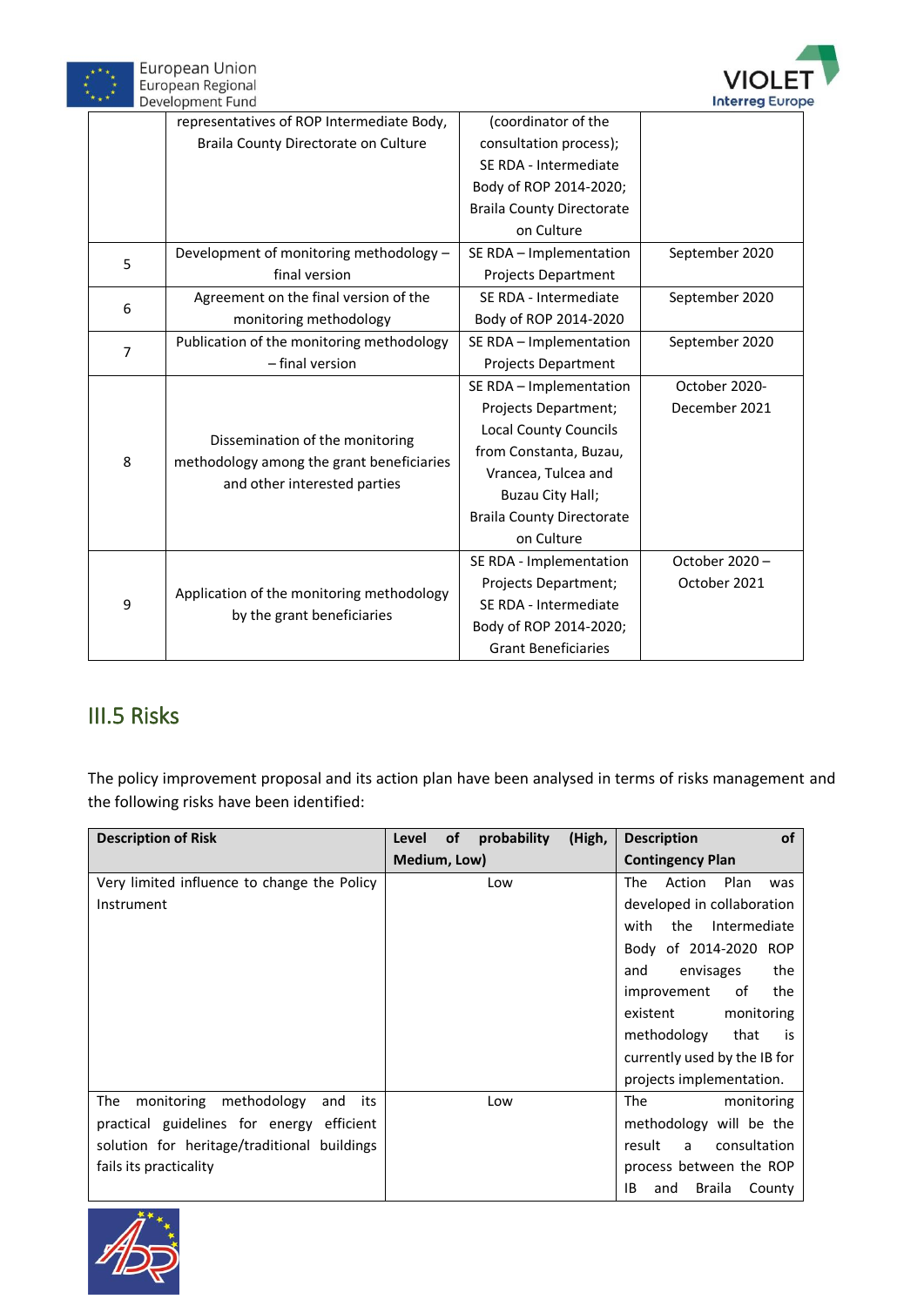| | | | |
|---|---|---|---|
| | representatives of ROP Intermediate Body, Braila County Directorate on Culture | (coordinator of the consultation process); SE RDA - Intermediate Body of ROP 2014-2020; Braila County Directorate on Culture | |
| 5 | Development of monitoring methodology – final version | SE RDA – Implementation Projects Department | September 2020 |
| 6 | Agreement on the final version of the monitoring methodology | SE RDA - Intermediate Body of ROP 2014-2020 | September 2020 |
| 7 | Publication of the monitoring methodology – final version | SE RDA – Implementation Projects Department | September 2020 |
| 8 | Dissemination of the monitoring methodology among the grant beneficiaries and other interested parties | SE RDA – Implementation Projects Department; Local County Councils from Constanta, Buzau, Vrancea, Tulcea and Buzau City Hall; Braila County Directorate on Culture | October 2020-December 2021 |
| 9 | Application of the monitoring methodology by the grant beneficiaries | SE RDA - Implementation Projects Department; SE RDA - Intermediate Body of ROP 2014-2020; Grant Beneficiaries | October 2020 – October 2021 |

## III.5 Risks

The policy improvement proposal and its action plan have been analysed in terms of risks management and the following risks have been identified:

| Description of Risk | Level of probability (High, Medium, Low) | Description of Contingency Plan |
|---|---|---|
| Very limited influence to change the Policy Instrument | Low | The Action Plan was developed in collaboration with the Intermediate Body of 2014-2020 ROP and envisages the improvement of the existent monitoring methodology that is currently used by the IB for projects implementation. |
| The monitoring methodology and its practical guidelines for energy efficient solution for heritage/traditional buildings fails its practicality | Low | The monitoring methodology will be the result a consultation process between the ROP IB and Braila County |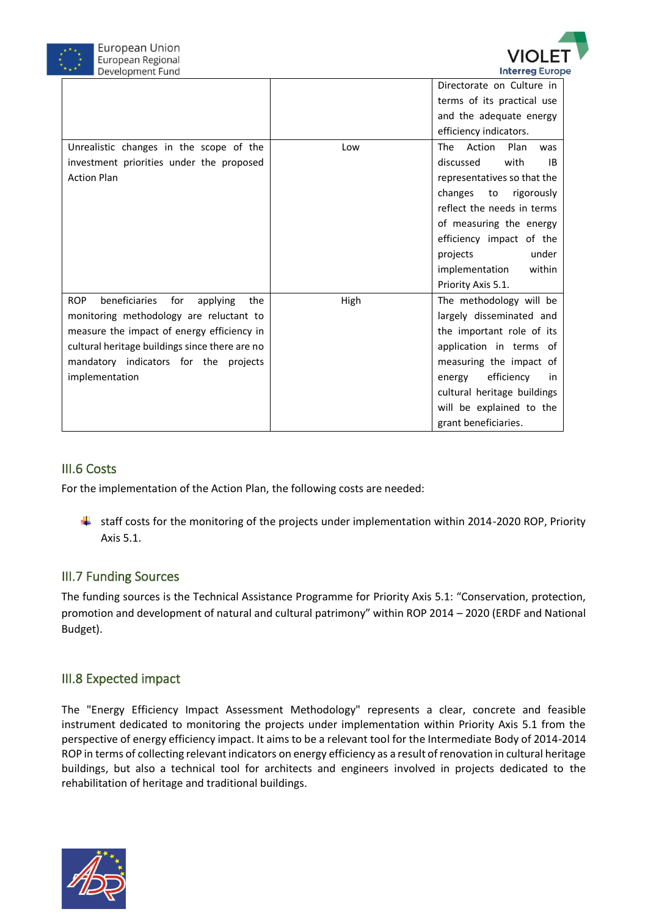| | | |
|---|---|---|
| | | Directorate on Culture in terms of its practical use and the adequate energy efficiency indicators. |
| Unrealistic changes in the scope of the investment priorities under the proposed Action Plan | Low | The Action Plan was discussed with IB representatives so that the changes to rigorously reflect the needs in terms of measuring the energy efficiency impact of the projects under implementation within Priority Axis 5.1. |
| ROP beneficiaries for applying the monitoring methodology are reluctant to measure the impact of energy efficiency in cultural heritage buildings since there are no mandatory indicators for the projects implementation | High | The methodology will be largely disseminated and the important role of its application in terms of measuring the impact of energy efficiency in cultural heritage buildings will be explained to the grant beneficiaries. |

## III.6 Costs

For the implementation of the Action Plan, the following costs are needed:

- staff costs for the monitoring of the projects under implementation within 2014-2020 ROP, Priority Axis 5.1.

## III.7 Funding Sources

The funding sources is the Technical Assistance Programme for Priority Axis 5.1: "Conservation, protection, promotion and development of natural and cultural patrimony" within ROP 2014 – 2020 (ERDF and National Budget).

## III.8 Expected impact

The "Energy Efficiency Impact Assessment Methodology" represents a clear, concrete and feasible instrument dedicated to monitoring the projects under implementation within Priority Axis 5.1 from the perspective of energy efficiency impact. It aims to be a relevant tool for the Intermediate Body of 2014-2014 ROP in terms of collecting relevant indicators on energy efficiency as a result of renovation in cultural heritage buildings, but also a technical tool for architects and engineers involved in projects dedicated to the rehabilitation of heritage and traditional buildings.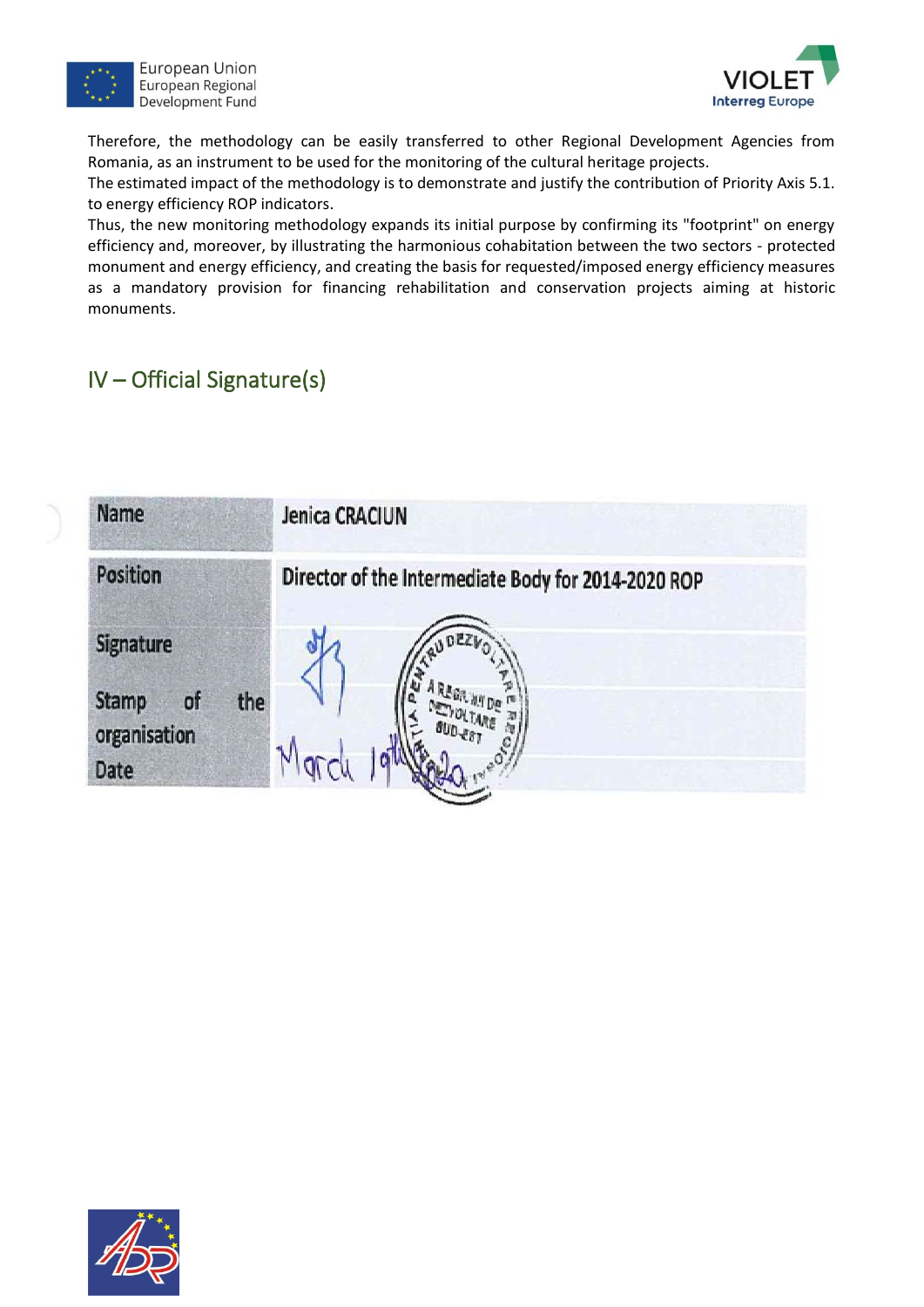Therefore, the methodology can be easily transferred to other Regional Development Agencies from Romania, as an instrument to be used for the monitoring of the cultural heritage projects.
The estimated impact of the methodology is to demonstrate and justify the contribution of Priority Axis 5.1. to energy efficiency ROP indicators.
Thus, the new monitoring methodology expands its initial purpose by confirming its "footprint" on energy efficiency and, moreover, by illustrating the harmonious cohabitation between the two sectors - protected monument and energy efficiency, and creating the basis for requested/imposed energy efficiency measures as a mandatory provision for financing rehabilitation and conservation projects aiming at historic monuments.

## IV – Official Signature(s)

| Name | Jenica CRACIUN |
|---|---|
| Position | Director of the Intermediate Body for 2014-2020 ROP |
| Signature | |
| Stamp of the organisation | AGENTIA PENTRU DEZVOLTARE REGIONALA ... REGIUNII DE DEZVOLTARE SUD-EST |
| Date | March 19th 2020 |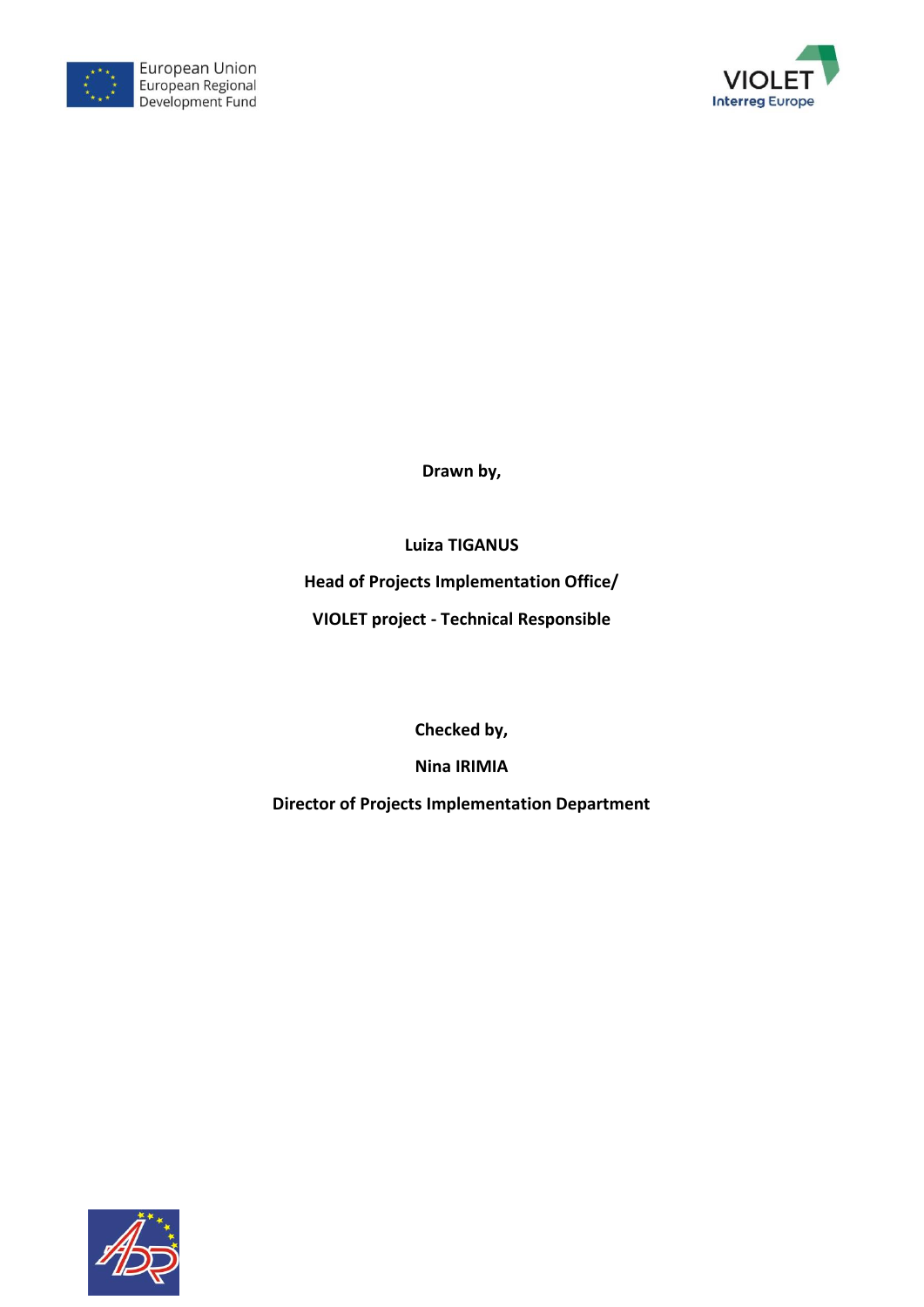**Drawn by,**

**Luiza TIGANUS**

**Head of Projects Implementation Office/**

**VIOLET project - Technical Responsible**

**Checked by,**

**Nina IRIMIA**

**Director of Projects Implementation Department**